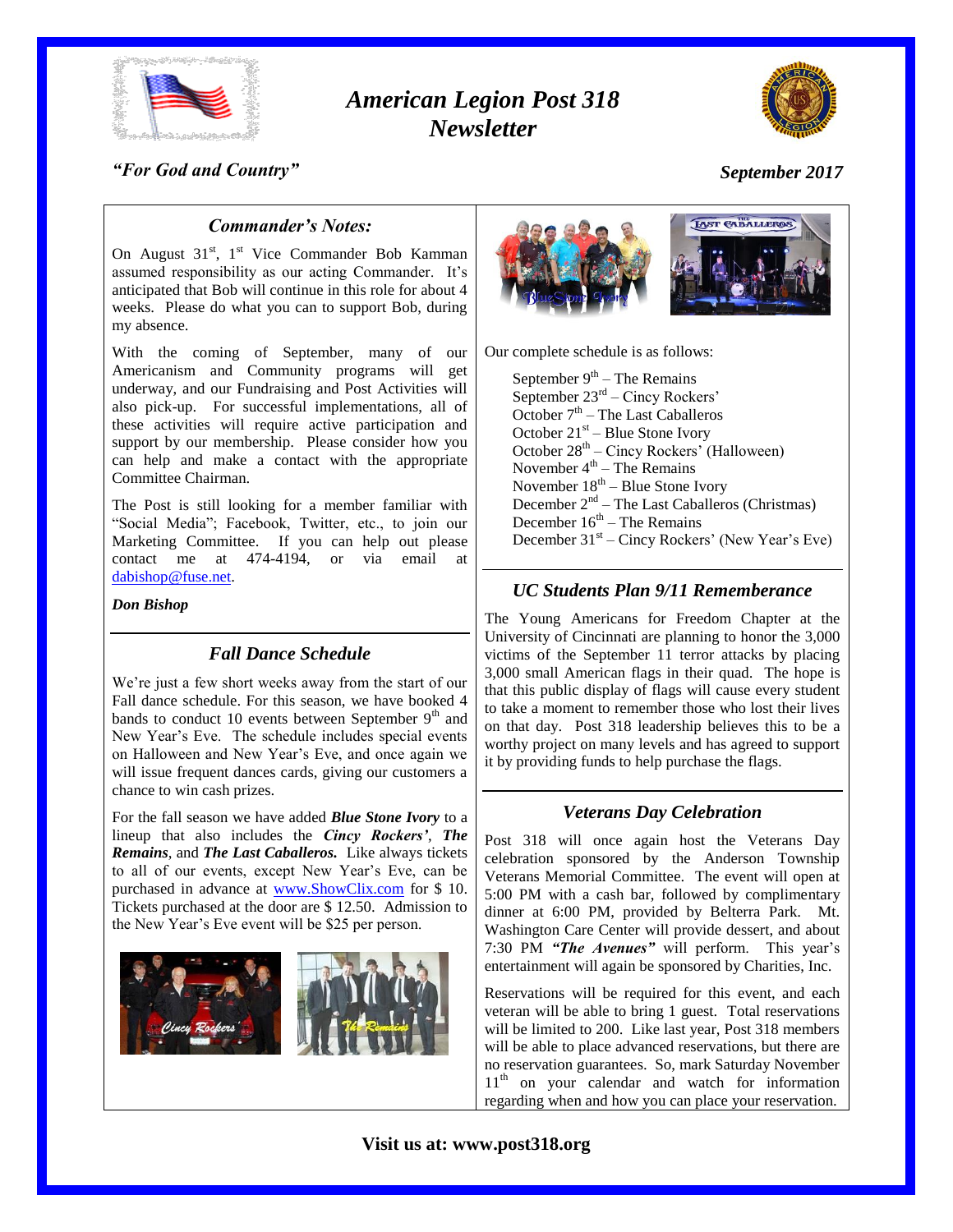# American Legion Post 318 Newsletter

*"For God and Country"*

*September 2017*

## *Commander's Notes:*

On August 31st, 1st Vice Commander Bob Kamman assumed responsibility as our acting Commander. It's anticipated that Bob will continue in this role for about 4 weeks. Please do what you can to support Bob, during my absence.

With the coming of September, many of our Americanism and Community programs will get underway, and our Fundraising and Post Activities will also pick-up. For successful implementations, all of these activities will require active participation and support by our membership. Please consider how you can help and make a contact with the appropriate Committee Chairman.

The Post is still looking for a member familiar with "Social Media"; Facebook, Twitter, etc., to join our Marketing Committee. If you can help out please contact me at 474-4194, or via email at dabishop@fuse.net.

***Don Bishop***

## *Fall Dance Schedule*

We're just a few short weeks away from the start of our Fall dance schedule. For this season, we have booked 4 bands to conduct 10 events between September 9th and New Year's Eve. The schedule includes special events on Halloween and New Year's Eve, and once again we will issue frequent dances cards, giving our customers a chance to win cash prizes.

For the fall season we have added ***Blue Stone Ivory*** to a lineup that also includes the ***Cincy Rockers'***, ***The Remains***, and ***The Last Caballeros.*** Like always tickets to all of our events, except New Year's Eve, can be purchased in advance at www.ShowClix.com for $ 10. Tickets purchased at the door are $ 12.50. Admission to the New Year's Eve event will be $25 per person.

Our complete schedule is as follows:

- September 9th – The Remains
- September 23rd – Cincy Rockers'
- October 7th – The Last Caballeros
- October 21st – Blue Stone Ivory
- October 28th – Cincy Rockers' (Halloween)
- November 4th – The Remains
- November 18th – Blue Stone Ivory
- December 2nd – The Last Caballeros (Christmas)
- December 16th – The Remains
- December 31st – Cincy Rockers' (New Year's Eve)

## *UC Students Plan 9/11 Rememberance*

The Young Americans for Freedom Chapter at the University of Cincinnati are planning to honor the 3,000 victims of the September 11 terror attacks by placing 3,000 small American flags in their quad. The hope is that this public display of flags will cause every student to take a moment to remember those who lost their lives on that day. Post 318 leadership believes this to be a worthy project on many levels and has agreed to support it by providing funds to help purchase the flags.

## *Veterans Day Celebration*

Post 318 will once again host the Veterans Day celebration sponsored by the Anderson Township Veterans Memorial Committee. The event will open at 5:00 PM with a cash bar, followed by complimentary dinner at 6:00 PM, provided by Belterra Park. Mt. Washington Care Center will provide dessert, and about 7:30 PM ***"The Avenues"*** will perform. This year's entertainment will again be sponsored by Charities, Inc.

Reservations will be required for this event, and each veteran will be able to bring 1 guest. Total reservations will be limited to 200. Like last year, Post 318 members will be able to place advanced reservations, but there are no reservation guarantees. So, mark Saturday November 11th on your calendar and watch for information regarding when and how you can place your reservation.

**Visit us at: www.post318.org**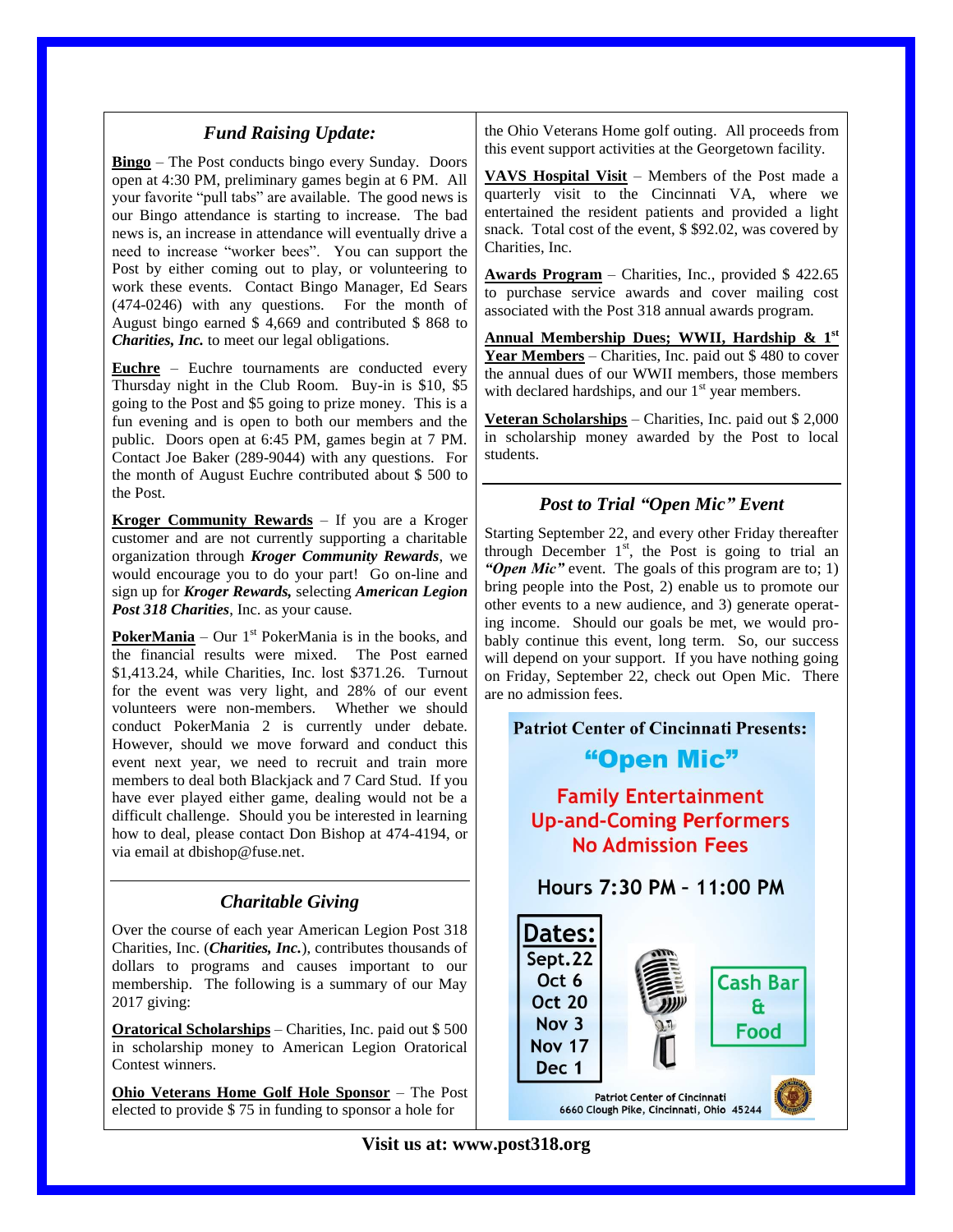## *Fund Raising Update:*

**Bingo** – The Post conducts bingo every Sunday. Doors open at 4:30 PM, preliminary games begin at 6 PM. All your favorite "pull tabs" are available. The good news is our Bingo attendance is starting to increase. The bad news is, an increase in attendance will eventually drive a need to increase "worker bees". You can support the Post by either coming out to play, or volunteering to work these events. Contact Bingo Manager, Ed Sears (474-0246) with any questions. For the month of August bingo earned $ 4,669 and contributed $ 868 to ***Charities, Inc.*** to meet our legal obligations.

**Euchre** – Euchre tournaments are conducted every Thursday night in the Club Room. Buy-in is $10, $5 going to the Post and $5 going to prize money. This is a fun evening and is open to both our members and the public. Doors open at 6:45 PM, games begin at 7 PM. Contact Joe Baker (289-9044) with any questions. For the month of August Euchre contributed about $ 500 to the Post.

**Kroger Community Rewards** – If you are a Kroger customer and are not currently supporting a charitable organization through ***Kroger Community Rewards***, we would encourage you to do your part! Go on-line and sign up for ***Kroger Rewards,*** selecting ***American Legion Post 318 Charities***, Inc. as your cause.

**PokerMania** – Our 1st PokerMania is in the books, and the financial results were mixed. The Post earned $1,413.24, while Charities, Inc. lost $371.26. Turnout for the event was very light, and 28% of our event volunteers were non-members. Whether we should conduct PokerMania 2 is currently under debate. However, should we move forward and conduct this event next year, we need to recruit and train more members to deal both Blackjack and 7 Card Stud. If you have ever played either game, dealing would not be a difficult challenge. Should you be interested in learning how to deal, please contact Don Bishop at 474-4194, or via email at dbishop@fuse.net.

## *Charitable Giving*

Over the course of each year American Legion Post 318 Charities, Inc. (***Charities, Inc.***), contributes thousands of dollars to programs and causes important to our membership. The following is a summary of our May 2017 giving:

**Oratorical Scholarships** – Charities, Inc. paid out $ 500 in scholarship money to American Legion Oratorical Contest winners.

**Ohio Veterans Home Golf Hole Sponsor** – The Post elected to provide $ 75 in funding to sponsor a hole for the Ohio Veterans Home golf outing. All proceeds from this event support activities at the Georgetown facility.

**VAVS Hospital Visit** – Members of the Post made a quarterly visit to the Cincinnati VA, where we entertained the resident patients and provided a light snack. Total cost of the event, $ $92.02, was covered by Charities, Inc.

**Awards Program** – Charities, Inc., provided $ 422.65 to purchase service awards and cover mailing cost associated with the Post 318 annual awards program.

**Annual Membership Dues; WWII, Hardship & 1st Year Members** – Charities, Inc. paid out $ 480 to cover the annual dues of our WWII members, those members with declared hardships, and our 1st year members.

**Veteran Scholarships** – Charities, Inc. paid out $ 2,000 in scholarship money awarded by the Post to local students.

## *Post to Trial "Open Mic" Event*

Starting September 22, and every other Friday thereafter through December 1st, the Post is going to trial an ***"Open Mic"*** event. The goals of this program are to; 1) bring people into the Post, 2) enable us to promote our other events to a new audience, and 3) generate operating income. Should our goals be met, we would probably continue this event, long term. So, our success will depend on your support. If you have nothing going on Friday, September 22, check out Open Mic. There are no admission fees.

**Patriot Center of Cincinnati Presents:**

**"Open Mic"**

**Family Entertainment**
**Up-and-Coming Performers**
**No Admission Fees**

**Hours 7:30 PM – 11:00 PM**

**Dates:**
Sept.22
Oct 6
Oct 20
Nov 3
Nov 17
Dec 1

**Cash Bar & Food**

Patriot Center of Cincinnati
6660 Clough Pike, Cincinnati, Ohio 45244

**Visit us at: www.post318.org**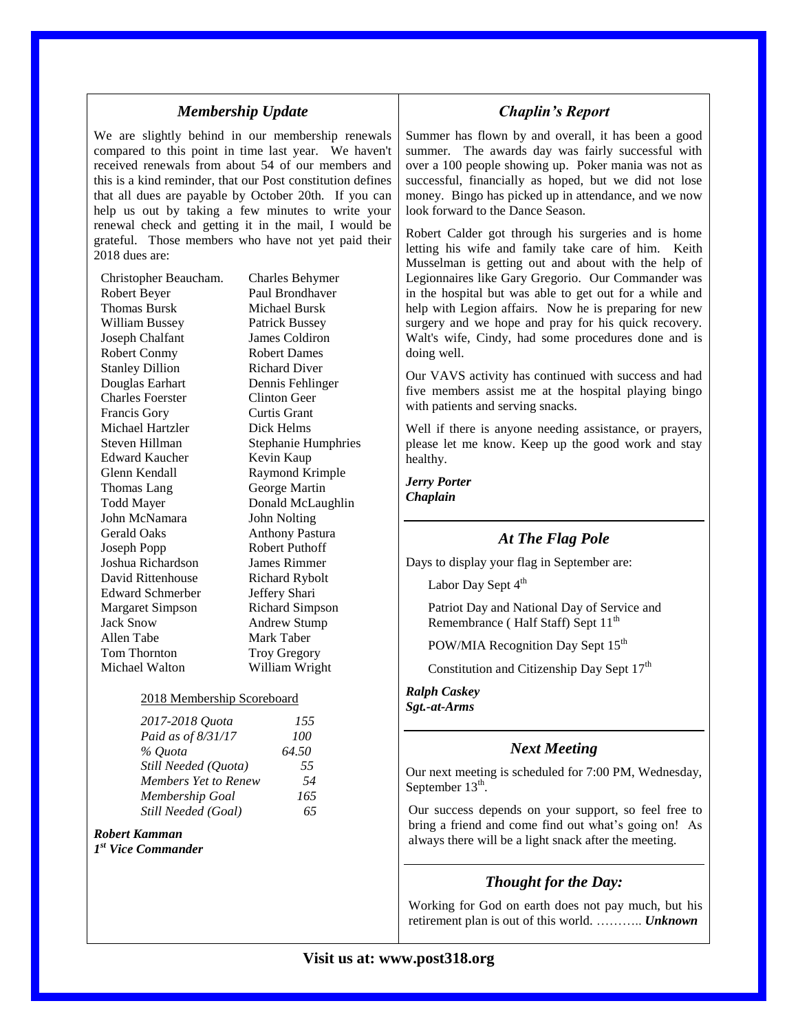## *Membership Update*

We are slightly behind in our membership renewals compared to this point in time last year. We haven't received renewals from about 54 of our members and this is a kind reminder, that our Post constitution defines that all dues are payable by October 20th. If you can help us out by taking a few minutes to write your renewal check and getting it in the mail, I would be grateful. Those members who have not yet paid their 2018 dues are:

| | |
|---|---|
| Christopher Beaucham. | Charles Behymer |
| Robert Beyer | Paul Brondhaver |
| Thomas Bursk | Michael Bursk |
| William Bussey | Patrick Bussey |
| Joseph Chalfant | James Coldiron |
| Robert Conmy | Robert Dames |
| Stanley Dillion | Richard Diver |
| Douglas Earhart | Dennis Fehlinger |
| Charles Foerster | Clinton Geer |
| Francis Gory | Curtis Grant |
| Michael Hartzler | Dick Helms |
| Steven Hillman | Stephanie Humphries |
| Edward Kaucher | Kevin Kaup |
| Glenn Kendall | Raymond Krimple |
| Thomas Lang | George Martin |
| Todd Mayer | Donald McLaughlin |
| John McNamara | John Nolting |
| Gerald Oaks | Anthony Pastura |
| Joseph Popp | Robert Puthoff |
| Joshua Richardson | James Rimmer |
| David Rittenhouse | Richard Rybolt |
| Edward Schmerber | Jeffery Shari |
| Margaret Simpson | Richard Simpson |
| Jack Snow | Andrew Stump |
| Allen Tabe | Mark Taber |
| Tom Thornton | Troy Gregory |
| Michael Walton | William Wright |

2018 Membership Scoreboard

| | |
|---|---|
| *2017-2018 Quota* | *155* |
| *Paid as of 8/31/17* | *100* |
| *% Quota* | *64.50* |
| *Still Needed (Quota)* | *55* |
| *Members Yet to Renew* | *54* |
| *Membership Goal* | *165* |
| *Still Needed (Goal)* | *65* |

***Robert Kamman***
***1st Vice Commander***

## *Chaplin's Report*

Summer has flown by and overall, it has been a good summer. The awards day was fairly successful with over a 100 people showing up. Poker mania was not as successful, financially as hoped, but we did not lose money. Bingo has picked up in attendance, and we now look forward to the Dance Season.

Robert Calder got through his surgeries and is home letting his wife and family take care of him. Keith Musselman is getting out and about with the help of Legionnaires like Gary Gregorio. Our Commander was in the hospital but was able to get out for a while and help with Legion affairs. Now he is preparing for new surgery and we hope and pray for his quick recovery. Walt's wife, Cindy, had some procedures done and is doing well.

Our VAVS activity has continued with success and had five members assist me at the hospital playing bingo with patients and serving snacks.

Well if there is anyone needing assistance, or prayers, please let me know. Keep up the good work and stay healthy.

***Jerry Porter***
***Chaplain***

## *At The Flag Pole*

Days to display your flag in September are:

Labor Day Sept 4th

Patriot Day and National Day of Service and Remembrance ( Half Staff) Sept 11th

POW/MIA Recognition Day Sept 15th

Constitution and Citizenship Day Sept 17th

***Ralph Caskey***
***Sgt.-at-Arms***

## *Next Meeting*

Our next meeting is scheduled for 7:00 PM, Wednesday, September 13th.

Our success depends on your support, so feel free to bring a friend and come find out what's going on! As always there will be a light snack after the meeting.

## *Thought for the Day:*

Working for God on earth does not pay much, but his retirement plan is out of this world. ……….. ***Unknown***

**Visit us at: www.post318.org**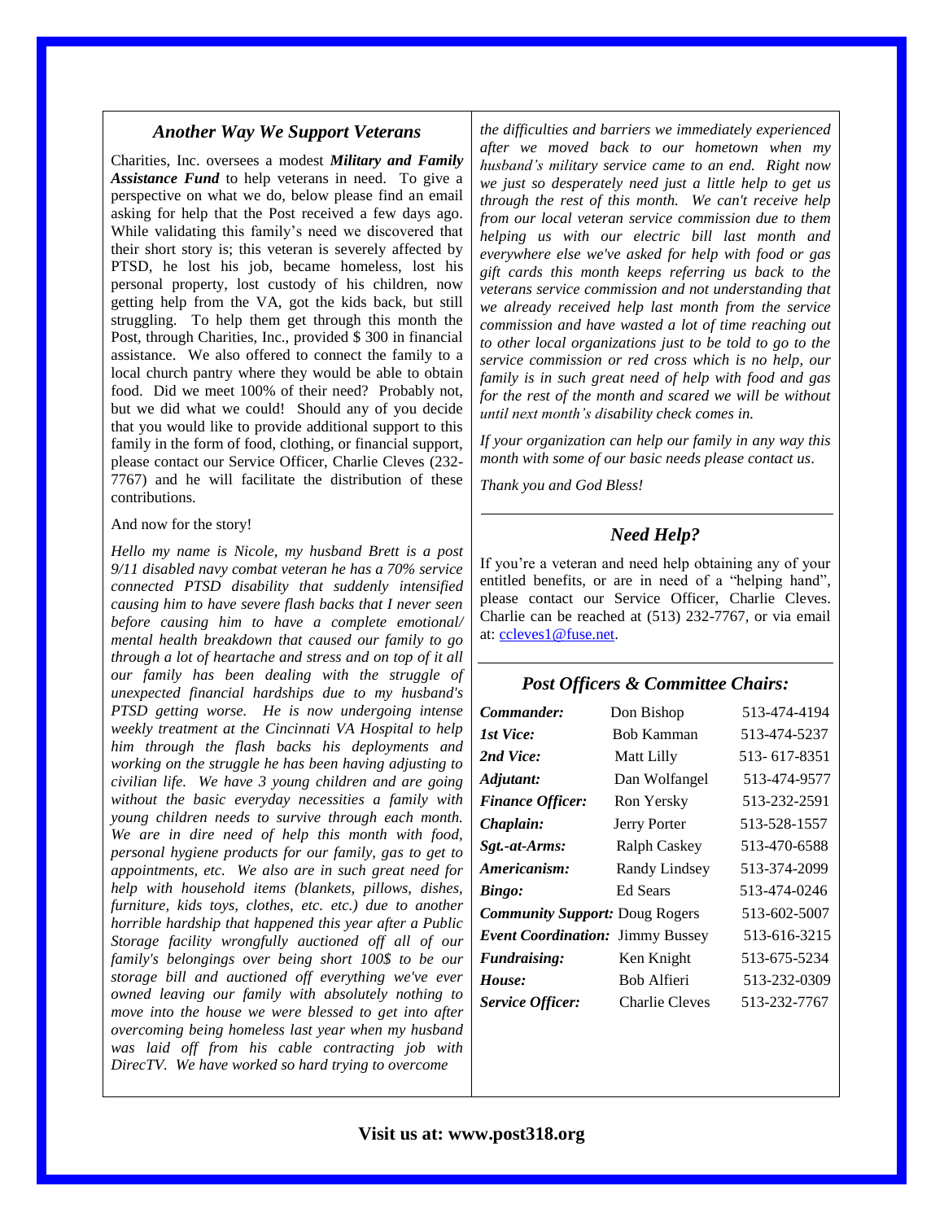## *Another Way We Support Veterans*

Charities, Inc. oversees a modest ***Military and Family Assistance Fund*** to help veterans in need. To give a perspective on what we do, below please find an email asking for help that the Post received a few days ago. While validating this family's need we discovered that their short story is; this veteran is severely affected by PTSD, he lost his job, became homeless, lost his personal property, lost custody of his children, now getting help from the VA, got the kids back, but still struggling. To help them get through this month the Post, through Charities, Inc., provided $ 300 in financial assistance. We also offered to connect the family to a local church pantry where they would be able to obtain food. Did we meet 100% of their need? Probably not, but we did what we could! Should any of you decide that you would like to provide additional support to this family in the form of food, clothing, or financial support, please contact our Service Officer, Charlie Cleves (232-7767) and he will facilitate the distribution of these contributions.

And now for the story!

*Hello my name is Nicole, my husband Brett is a post 9/11 disabled navy combat veteran he has a 70% service connected PTSD disability that suddenly intensified causing him to have severe flash backs that I never seen before causing him to have a complete emotional/ mental health breakdown that caused our family to go through a lot of heartache and stress and on top of it all our family has been dealing with the struggle of unexpected financial hardships due to my husband's PTSD getting worse. He is now undergoing intense weekly treatment at the Cincinnati VA Hospital to help him through the flash backs his deployments and working on the struggle he has been having adjusting to civilian life. We have 3 young children and are going without the basic everyday necessities a family with young children needs to survive through each month. We are in dire need of help this month with food, personal hygiene products for our family, gas to get to appointments, etc. We also are in such great need for help with household items (blankets, pillows, dishes, furniture, kids toys, clothes, etc. etc.) due to another horrible hardship that happened this year after a Public Storage facility wrongfully auctioned off all of our family's belongings over being short 100$ to be our storage bill and auctioned off everything we've ever owned leaving our family with absolutely nothing to move into the house we were blessed to get into after overcoming being homeless last year when my husband was laid off from his cable contracting job with DirecTV. We have worked so hard trying to overcome the difficulties and barriers we immediately experienced after we moved back to our hometown when my husband's military service came to an end. Right now we just so desperately need just a little help to get us through the rest of this month. We can't receive help from our local veteran service commission due to them helping us with our electric bill last month and everywhere else we've asked for help with food or gas gift cards this month keeps referring us back to the veterans service commission and not understanding that we already received help last month from the service commission and have wasted a lot of time reaching out to other local organizations just to be told to go to the service commission or red cross which is no help, our family is in such great need of help with food and gas for the rest of the month and scared we will be without until next month's disability check comes in.*

*If your organization can help our family in any way this month with some of our basic needs please contact us.*

*Thank you and God Bless!*

## *Need Help?*

If you're a veteran and need help obtaining any of your entitled benefits, or are in need of a "helping hand", please contact our Service Officer, Charlie Cleves. Charlie can be reached at (513) 232-7767, or via email at: ccleves1@fuse.net.

## *Post Officers & Committee Chairs:*

| | | |
|---|---|---|
| ***Commander:*** | Don Bishop | 513-474-4194 |
| ***1st Vice:*** | Bob Kamman | 513-474-5237 |
| ***2nd Vice:*** | Matt Lilly | 513- 617-8351 |
| ***Adjutant:*** | Dan Wolfangel | 513-474-9577 |
| ***Finance Officer:*** | Ron Yersky | 513-232-2591 |
| ***Chaplain:*** | Jerry Porter | 513-528-1557 |
| ***Sgt.-at-Arms:*** | Ralph Caskey | 513-470-6588 |
| ***Americanism:*** | Randy Lindsey | 513-374-2099 |
| ***Bingo:*** | Ed Sears | 513-474-0246 |
| ***Community Support:*** | Doug Rogers | 513-602-5007 |
| ***Event Coordination:*** | Jimmy Bussey | 513-616-3215 |
| ***Fundraising:*** | Ken Knight | 513-675-5234 |
| ***House:*** | Bob Alfieri | 513-232-0309 |
| ***Service Officer:*** | Charlie Cleves | 513-232-7767 |

**Visit us at: www.post318.org**